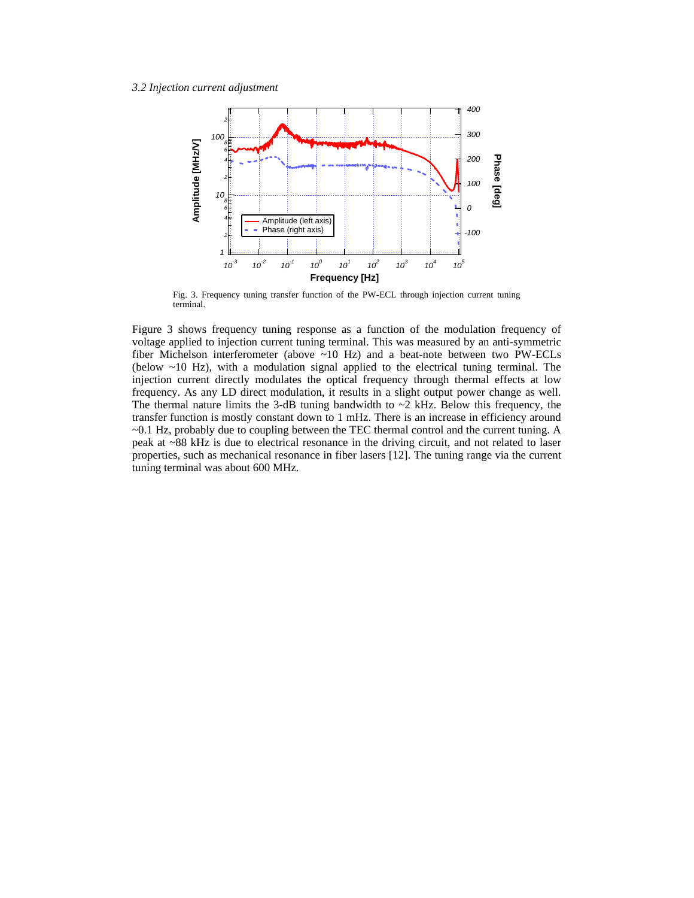### *3.2 Injection current adjustment*

Amplitude [MHz/V]

Phase [deg]

Frequency [Hz]

Amplitude (left axis)

Phase (right axis)

1

2

4

6

8

10

2

4

6

8

100

2

400

300

200

100

0

-100

$10^{-3}$ $10^{-2}$ $10^{-1}$ $10^{0}$ $10^{1}$ $10^{2}$ $10^{3}$ $10^{4}$ $10^{5}$

Fig. 3. Frequency tuning transfer function of the PW-ECL through injection current tuning terminal.

Figure 3 shows frequency tuning response as a function of the modulation frequency of voltage applied to injection current tuning terminal. This was measured by an anti-symmetric fiber Michelson interferometer (above ~10 Hz) and a beat-note between two PW-ECLs (below ~10 Hz), with a modulation signal applied to the electrical tuning terminal. The injection current directly modulates the optical frequency through thermal effects at low frequency. As any LD direct modulation, it results in a slight output power change as well. The thermal nature limits the 3-dB tuning bandwidth to ~2 kHz. Below this frequency, the transfer function is mostly constant down to 1 mHz. There is an increase in efficiency around ~0.1 Hz, probably due to coupling between the TEC thermal control and the current tuning. A peak at ~88 kHz is due to electrical resonance in the driving circuit, and not related to laser properties, such as mechanical resonance in fiber lasers [12]. The tuning range via the current tuning terminal was about 600 MHz.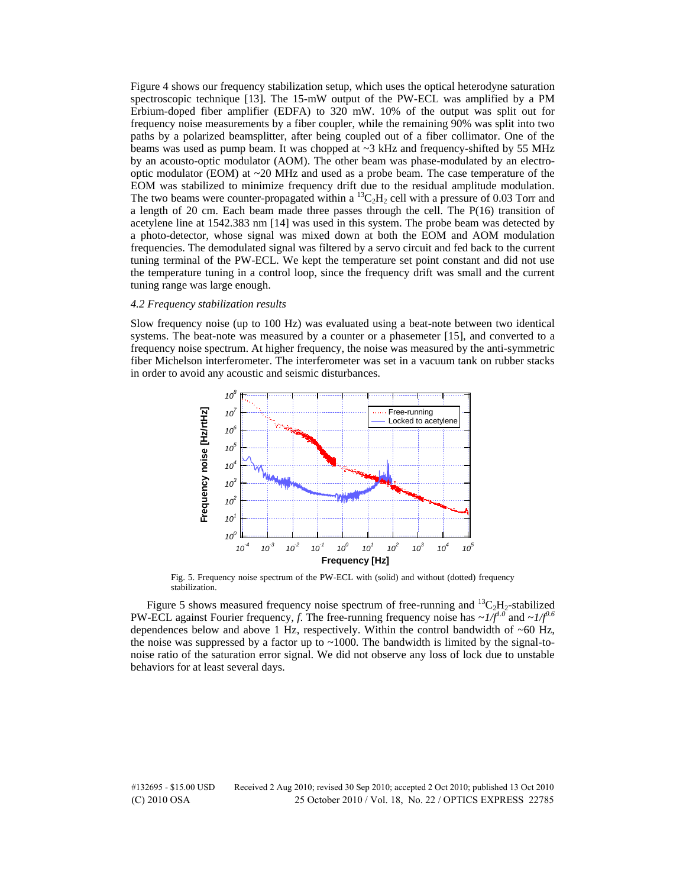Figure 4 shows our frequency stabilization setup, which uses the optical heterodyne saturation spectroscopic technique [13]. The 15-mW output of the PW-ECL was amplified by a PM Erbium-doped fiber amplifier (EDFA) to 320 mW. 10% of the output was split out for frequency noise measurements by a fiber coupler, while the remaining 90% was split into two paths by a polarized beamsplitter, after being coupled out of a fiber collimator. One of the beams was used as pump beam. It was chopped at ~3 kHz and frequency-shifted by 55 MHz by an acousto-optic modulator (AOM). The other beam was phase-modulated by an electro-optic modulator (EOM) at ~20 MHz and used as a probe beam. The case temperature of the EOM was stabilized to minimize frequency drift due to the residual amplitude modulation. The two beams were counter-propagated within a $^{13}C_2H_2$ cell with a pressure of 0.03 Torr and a length of 20 cm. Each beam made three passes through the cell. The P(16) transition of acetylene line at 1542.383 nm [14] was used in this system. The probe beam was detected by a photo-detector, whose signal was mixed down at both the EOM and AOM modulation frequencies. The demodulated signal was filtered by a servo circuit and fed back to the current tuning terminal of the PW-ECL. We kept the temperature set point constant and did not use the temperature tuning in a control loop, since the frequency drift was small and the current tuning range was large enough.

### *4.2 Frequency stabilization results*

Slow frequency noise (up to 100 Hz) was evaluated using a beat-note between two identical systems. The beat-note was measured by a counter or a phasemeter [15], and converted to a frequency noise spectrum. At higher frequency, the noise was measured by the anti-symmetric fiber Michelson interferometer. The interferometer was set in a vacuum tank on rubber stacks in order to avoid any acoustic and seismic disturbances.

Fig. 5. Frequency noise spectrum of the PW-ECL with (solid) and without (dotted) frequency stabilization.

Figure 5 shows measured frequency noise spectrum of free-running and $^{13}C_2H_2$-stabilized PW-ECL against Fourier frequency, *f*. The free-running frequency noise has $\sim 1/f^{1.0}$ and $\sim 1/f^{0.6}$ dependences below and above 1 Hz, respectively. Within the control bandwidth of ~60 Hz, the noise was suppressed by a factor up to ~1000. The bandwidth is limited by the signal-to-noise ratio of the saturation error signal. We did not observe any loss of lock due to unstable behaviors for at least several days.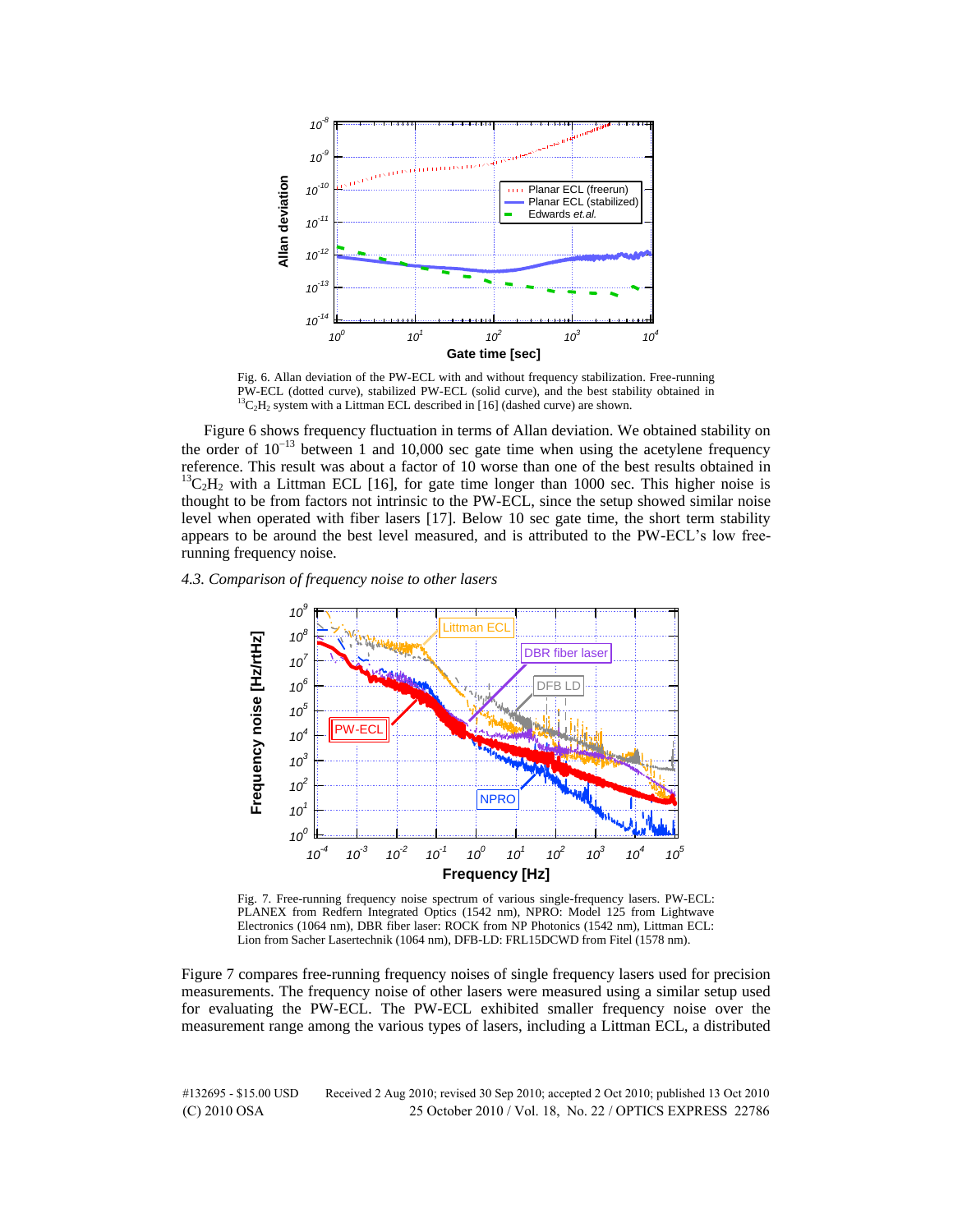Fig. 6. Allan deviation of the PW-ECL with and without frequency stabilization. Free-running PW-ECL (dotted curve), stabilized PW-ECL (solid curve), and the best stability obtained in $^{13}C_2H_2$ system with a Littman ECL described in [16] (dashed curve) are shown.

Figure 6 shows frequency fluctuation in terms of Allan deviation. We obtained stability on the order of $10^{-13}$ between 1 and 10,000 sec gate time when using the acetylene frequency reference. This result was about a factor of 10 worse than one of the best results obtained in $^{13}C_2H_2$ with a Littman ECL [16], for gate time longer than 1000 sec. This higher noise is thought to be from factors not intrinsic to the PW-ECL, since the setup showed similar noise level when operated with fiber lasers [17]. Below 10 sec gate time, the short term stability appears to be around the best level measured, and is attributed to the PW-ECL's low free-running frequency noise.

### *4.3. Comparison of frequency noise to other lasers*

Fig. 7. Free-running frequency noise spectrum of various single-frequency lasers. PW-ECL: PLANEX from Redfern Integrated Optics (1542 nm), NPRO: Model 125 from Lightwave Electronics (1064 nm), DBR fiber laser: ROCK from NP Photonics (1542 nm), Littman ECL: Lion from Sacher Lasertechnik (1064 nm), DFB-LD: FRL15DCWD from Fitel (1578 nm).

Figure 7 compares free-running frequency noises of single frequency lasers used for precision measurements. The frequency noise of other lasers were measured using a similar setup used for evaluating the PW-ECL. The PW-ECL exhibited smaller frequency noise over the measurement range among the various types of lasers, including a Littman ECL, a distributed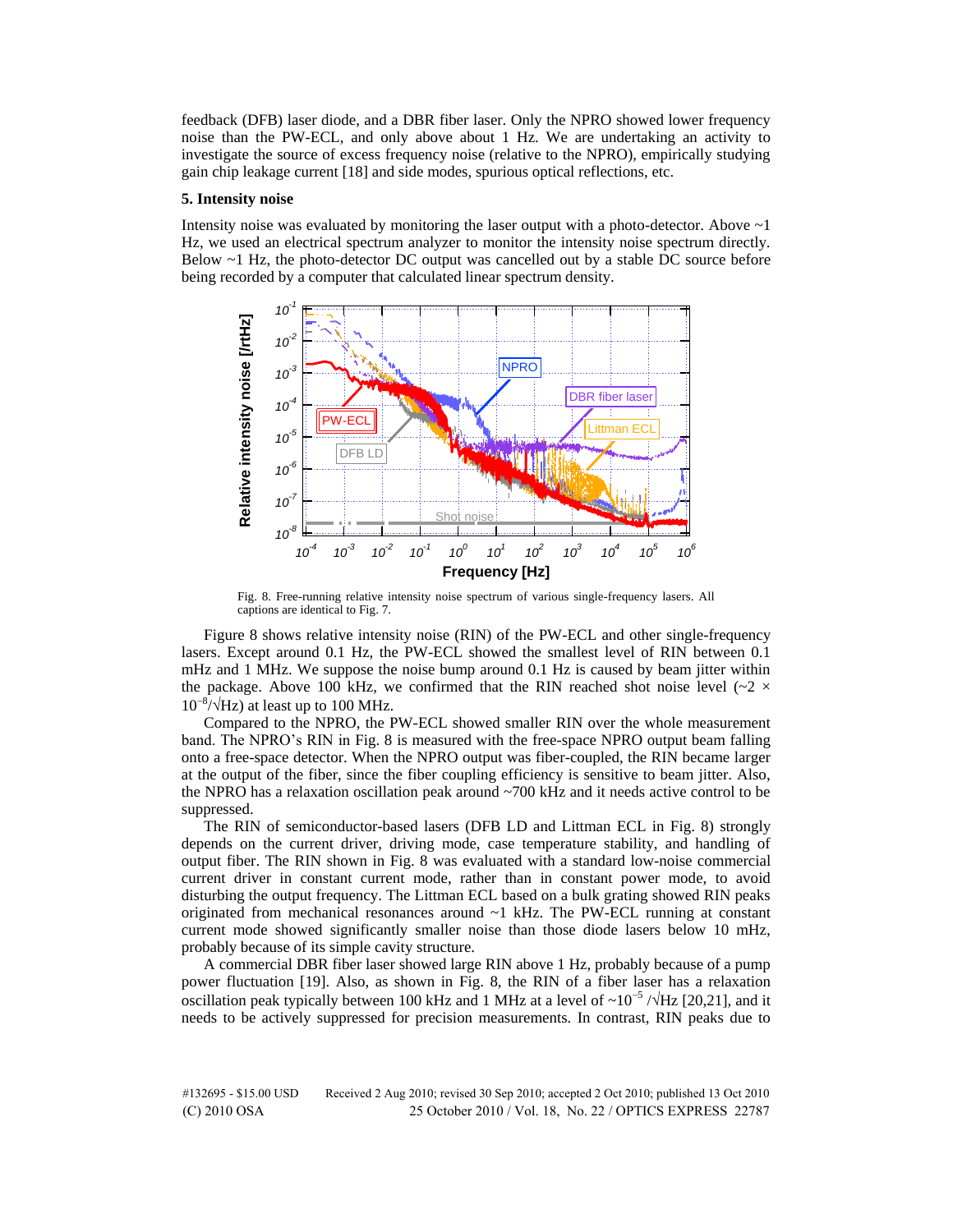feedback (DFB) laser diode, and a DBR fiber laser. Only the NPRO showed lower frequency noise than the PW-ECL, and only above about 1 Hz. We are undertaking an activity to investigate the source of excess frequency noise (relative to the NPRO), empirically studying gain chip leakage current [18] and side modes, spurious optical reflections, etc.

## 5. Intensity noise

Intensity noise was evaluated by monitoring the laser output with a photo-detector. Above ~1 Hz, we used an electrical spectrum analyzer to monitor the intensity noise spectrum directly. Below ~1 Hz, the photo-detector DC output was cancelled out by a stable DC source before being recorded by a computer that calculated linear spectrum density.

Fig. 8. Free-running relative intensity noise spectrum of various single-frequency lasers. All captions are identical to Fig. 7.

Figure 8 shows relative intensity noise (RIN) of the PW-ECL and other single-frequency lasers. Except around 0.1 Hz, the PW-ECL showed the smallest level of RIN between 0.1 mHz and 1 MHz. We suppose the noise bump around 0.1 Hz is caused by beam jitter within the package. Above 100 kHz, we confirmed that the RIN reached shot noise level (~2 × $10^{-8}/\sqrt{\text{Hz}}$) at least up to 100 MHz.

Compared to the NPRO, the PW-ECL showed smaller RIN over the whole measurement band. The NPRO's RIN in Fig. 8 is measured with the free-space NPRO output beam falling onto a free-space detector. When the NPRO output was fiber-coupled, the RIN became larger at the output of the fiber, since the fiber coupling efficiency is sensitive to beam jitter. Also, the NPRO has a relaxation oscillation peak around ~700 kHz and it needs active control to be suppressed.

The RIN of semiconductor-based lasers (DFB LD and Littman ECL in Fig. 8) strongly depends on the current driver, driving mode, case temperature stability, and handling of output fiber. The RIN shown in Fig. 8 was evaluated with a standard low-noise commercial current driver in constant current mode, rather than in constant power mode, to avoid disturbing the output frequency. The Littman ECL based on a bulk grating showed RIN peaks originated from mechanical resonances around ~1 kHz. The PW-ECL running at constant current mode showed significantly smaller noise than those diode lasers below 10 mHz, probably because of its simple cavity structure.

A commercial DBR fiber laser showed large RIN above 1 Hz, probably because of a pump power fluctuation [19]. Also, as shown in Fig. 8, the RIN of a fiber laser has a relaxation oscillation peak typically between 100 kHz and 1 MHz at a level of ~$10^{-5}$ /$\sqrt{\text{Hz}}$ [20,21], and it needs to be actively suppressed for precision measurements. In contrast, RIN peaks due to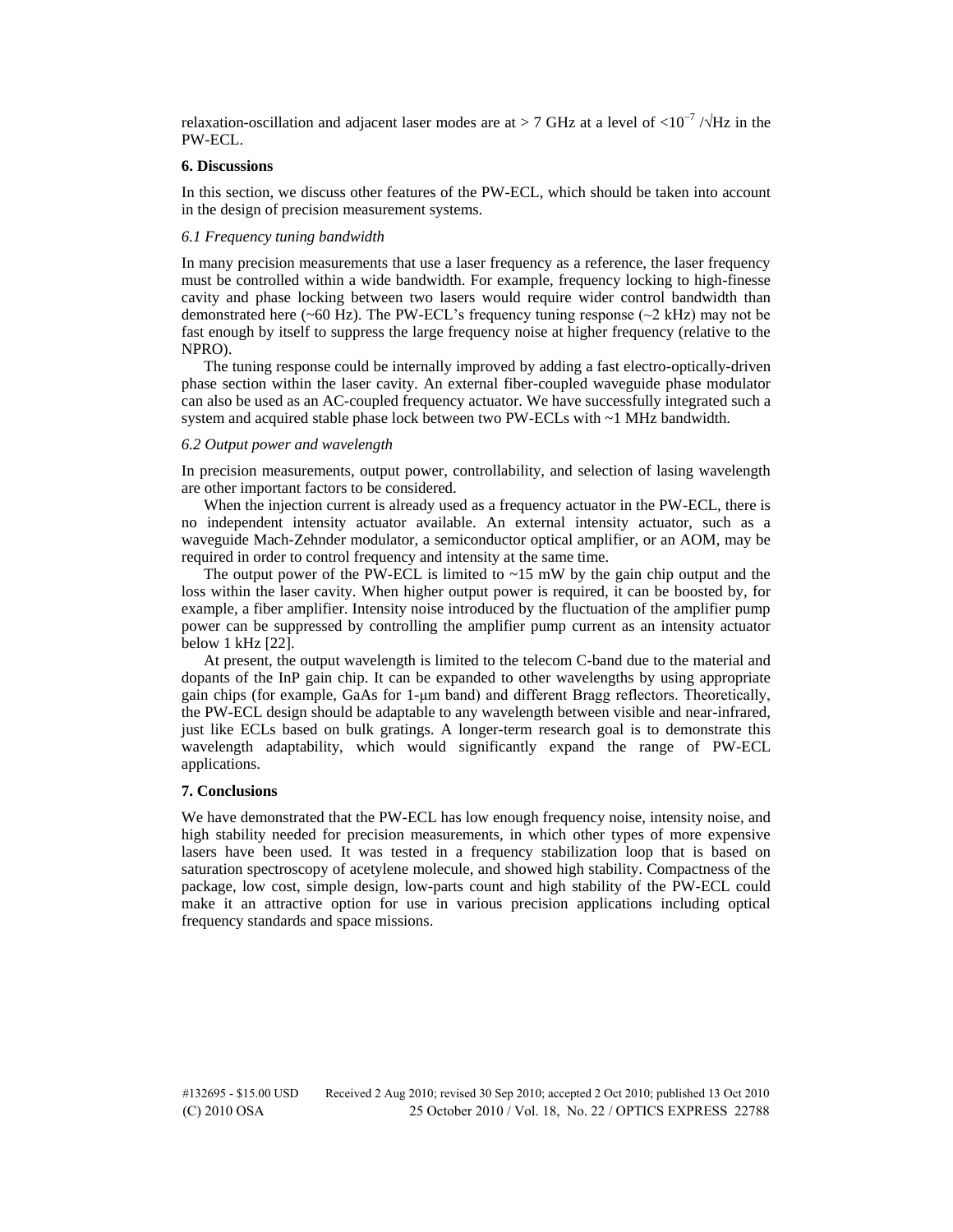relaxation-oscillation and adjacent laser modes are at > 7 GHz at a level of $<10^{-7}$ /√Hz in the PW-ECL.

## 6. Discussions

In this section, we discuss other features of the PW-ECL, which should be taken into account in the design of precision measurement systems.

### *6.1 Frequency tuning bandwidth*

In many precision measurements that use a laser frequency as a reference, the laser frequency must be controlled within a wide bandwidth. For example, frequency locking to high-finesse cavity and phase locking between two lasers would require wider control bandwidth than demonstrated here (~60 Hz). The PW-ECL's frequency tuning response (~2 kHz) may not be fast enough by itself to suppress the large frequency noise at higher frequency (relative to the NPRO).

The tuning response could be internally improved by adding a fast electro-optically-driven phase section within the laser cavity. An external fiber-coupled waveguide phase modulator can also be used as an AC-coupled frequency actuator. We have successfully integrated such a system and acquired stable phase lock between two PW-ECLs with ~1 MHz bandwidth.

### *6.2 Output power and wavelength*

In precision measurements, output power, controllability, and selection of lasing wavelength are other important factors to be considered.

When the injection current is already used as a frequency actuator in the PW-ECL, there is no independent intensity actuator available. An external intensity actuator, such as a waveguide Mach-Zehnder modulator, a semiconductor optical amplifier, or an AOM, may be required in order to control frequency and intensity at the same time.

The output power of the PW-ECL is limited to ~15 mW by the gain chip output and the loss within the laser cavity. When higher output power is required, it can be boosted by, for example, a fiber amplifier. Intensity noise introduced by the fluctuation of the amplifier pump power can be suppressed by controlling the amplifier pump current as an intensity actuator below 1 kHz [22].

At present, the output wavelength is limited to the telecom C-band due to the material and dopants of the InP gain chip. It can be expanded to other wavelengths by using appropriate gain chips (for example, GaAs for 1-μm band) and different Bragg reflectors. Theoretically, the PW-ECL design should be adaptable to any wavelength between visible and near-infrared, just like ECLs based on bulk gratings. A longer-term research goal is to demonstrate this wavelength adaptability, which would significantly expand the range of PW-ECL applications.

## 7. Conclusions

We have demonstrated that the PW-ECL has low enough frequency noise, intensity noise, and high stability needed for precision measurements, in which other types of more expensive lasers have been used. It was tested in a frequency stabilization loop that is based on saturation spectroscopy of acetylene molecule, and showed high stability. Compactness of the package, low cost, simple design, low-parts count and high stability of the PW-ECL could make it an attractive option for use in various precision applications including optical frequency standards and space missions.